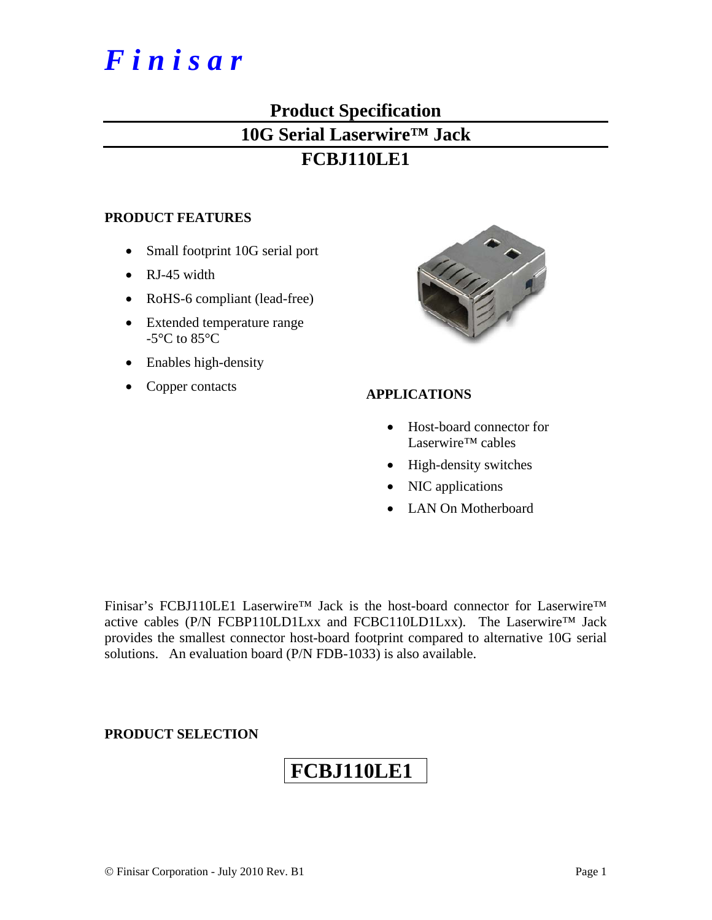# Finisar

## Product Specification

## 10G Serial Laserwire™ Jack

## FCBJ110LE1

### PRODUCT FEATURES

- Small footprint 10G serial port
- RJ-45 width
- RoHS-6 compliant (lead-free)
- Extended temperature range -5°C to 85°C
- Enables high-density
- Copper contacts

### APPLICATIONS

- Host-board connector for Laserwire™ cables
- High-density switches
- NIC applications
- LAN On Motherboard

Finisar's FCBJ110LE1 Laserwire™ Jack is the host-board connector for Laserwire™ active cables (P/N FCBP110LD1Lxx and FCBC110LD1Lxx). The Laserwire™ Jack provides the smallest connector host-board footprint compared to alternative 10G serial solutions. An evaluation board (P/N FDB-1033) is also available.

### PRODUCT SELECTION

**FCBJ110LE1**

© Finisar Corporation - July 2010 Rev. B1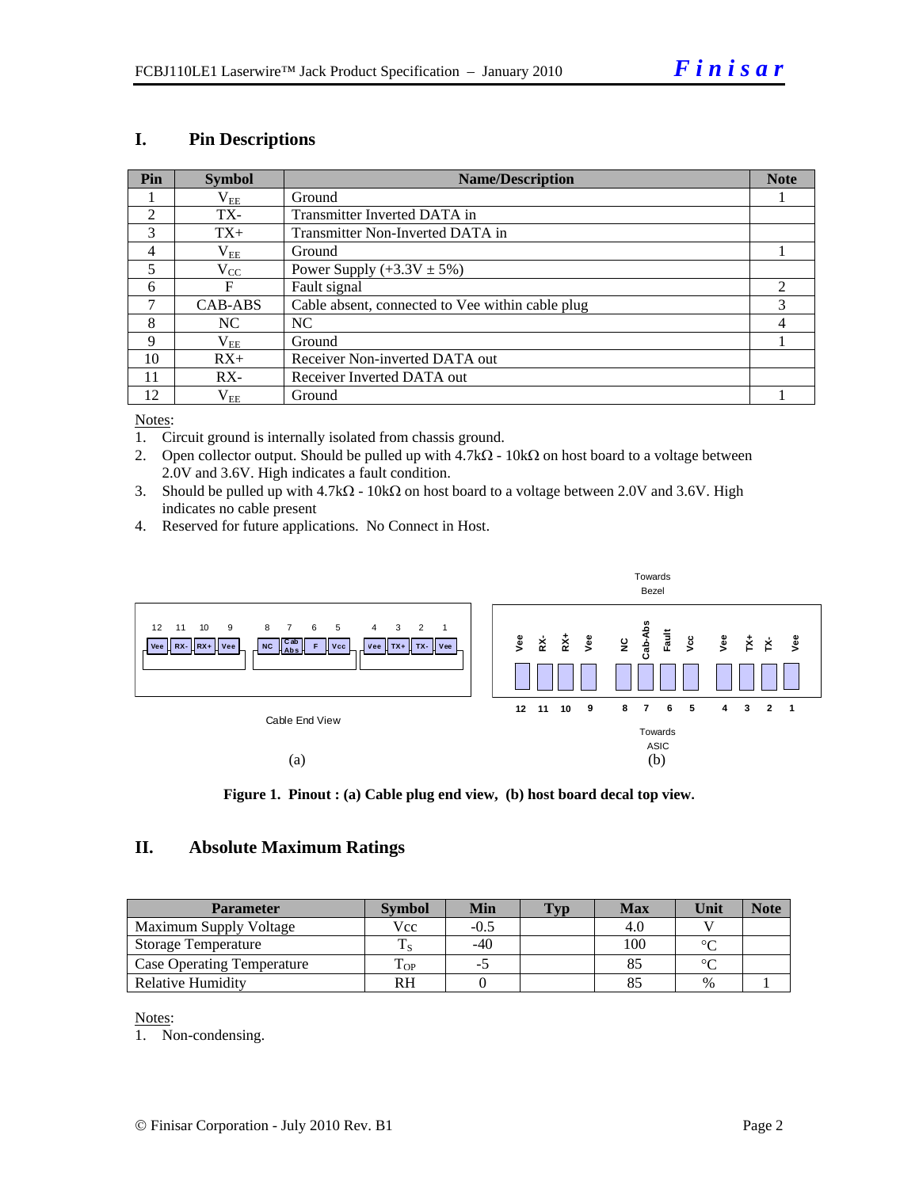## I. Pin Descriptions

| Pin | Symbol | Name/Description | Note |
|---|---|---|---|
| 1 | $V_{EE}$ | Ground | 1 |
| 2 | TX- | Transmitter Inverted DATA in | |
| 3 | TX+ | Transmitter Non-Inverted DATA in | |
| 4 | $V_{EE}$ | Ground | 1 |
| 5 | $V_{CC}$ | Power Supply (+3.3V ± 5%) | |
| 6 | F | Fault signal | 2 |
| 7 | CAB-ABS | Cable absent, connected to Vee within cable plug | 3 |
| 8 | NC | NC | 4 |
| 9 | $V_{EE}$ | Ground | 1 |
| 10 | RX+ | Receiver Non-inverted DATA out | |
| 11 | RX- | Receiver Inverted DATA out | |
| 12 | $V_{EE}$ | Ground | 1 |

Notes:
1. Circuit ground is internally isolated from chassis ground.
2. Open collector output. Should be pulled up with 4.7kΩ - 10kΩ on host board to a voltage between 2.0V and 3.6V. High indicates a fault condition.
3. Should be pulled up with 4.7kΩ - 10kΩ on host board to a voltage between 2.0V and 3.6V. High indicates no cable present
4. Reserved for future applications. No Connect in Host.

Cable End View

(a)

Towards Bezel

Towards ASIC

(b)

**Figure 1. Pinout : (a) Cable plug end view, (b) host board decal top view.**

## II. Absolute Maximum Ratings

| Parameter | Symbol | Min | Typ | Max | Unit | Note |
|---|---|---|---|---|---|---|
| Maximum Supply Voltage | Vcc | -0.5 | | 4.0 | V | |
| Storage Temperature | $T_S$ | -40 | | 100 | °C | |
| Case Operating Temperature | $T_{OP}$ | -5 | | 85 | °C | |
| Relative Humidity | RH | 0 | | 85 | % | 1 |

Notes:
1. Non-condensing.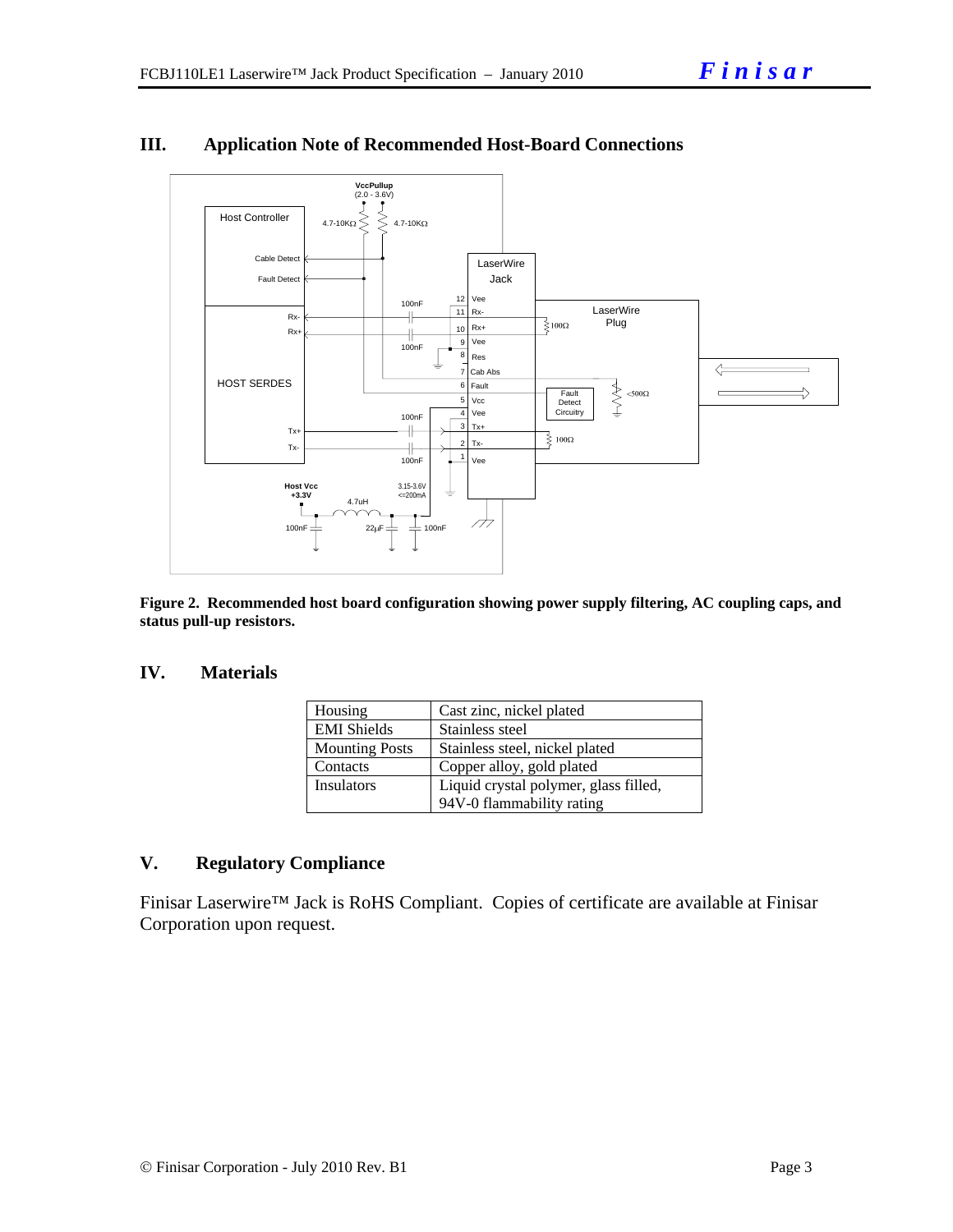## III. Application Note of Recommended Host-Board Connections

**Figure 2. Recommended host board configuration showing power supply filtering, AC coupling caps, and status pull-up resistors.**

## IV. Materials

| Housing | Cast zinc, nickel plated |
|---|---|
| EMI Shields | Stainless steel |
| Mounting Posts | Stainless steel, nickel plated |
| Contacts | Copper alloy, gold plated |
| Insulators | Liquid crystal polymer, glass filled, 94V-0 flammability rating |

## V. Regulatory Compliance

Finisar Laserwire™ Jack is RoHS Compliant. Copies of certificate are available at Finisar Corporation upon request.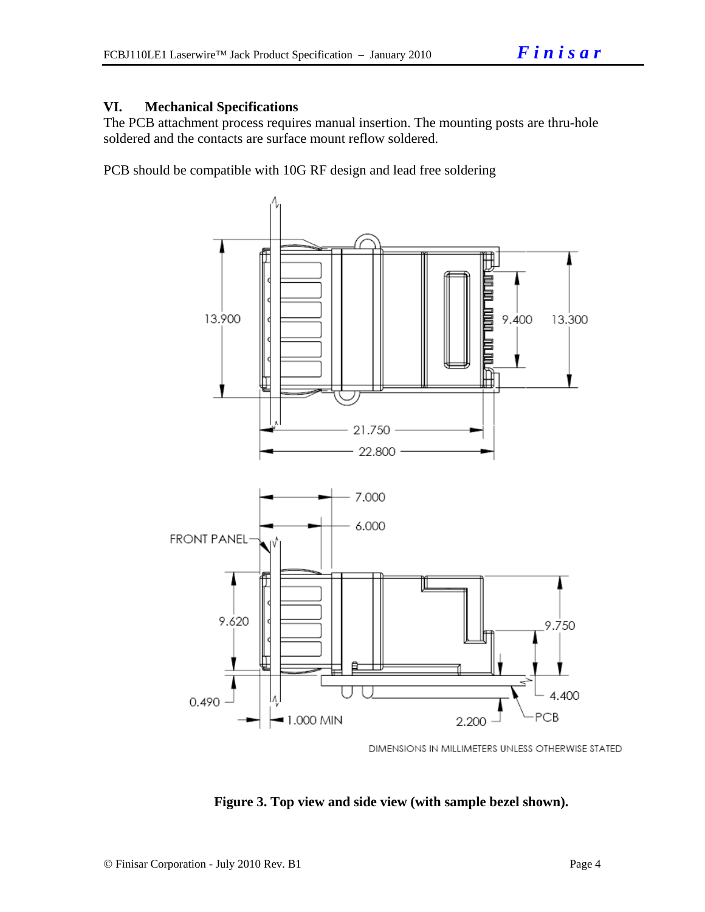## VI. Mechanical Specifications

The PCB attachment process requires manual insertion. The mounting posts are thru-hole soldered and the contacts are surface mount reflow soldered.

PCB should be compatible with 10G RF design and lead free soldering

**Figure 3. Top view and side view (with sample bezel shown).**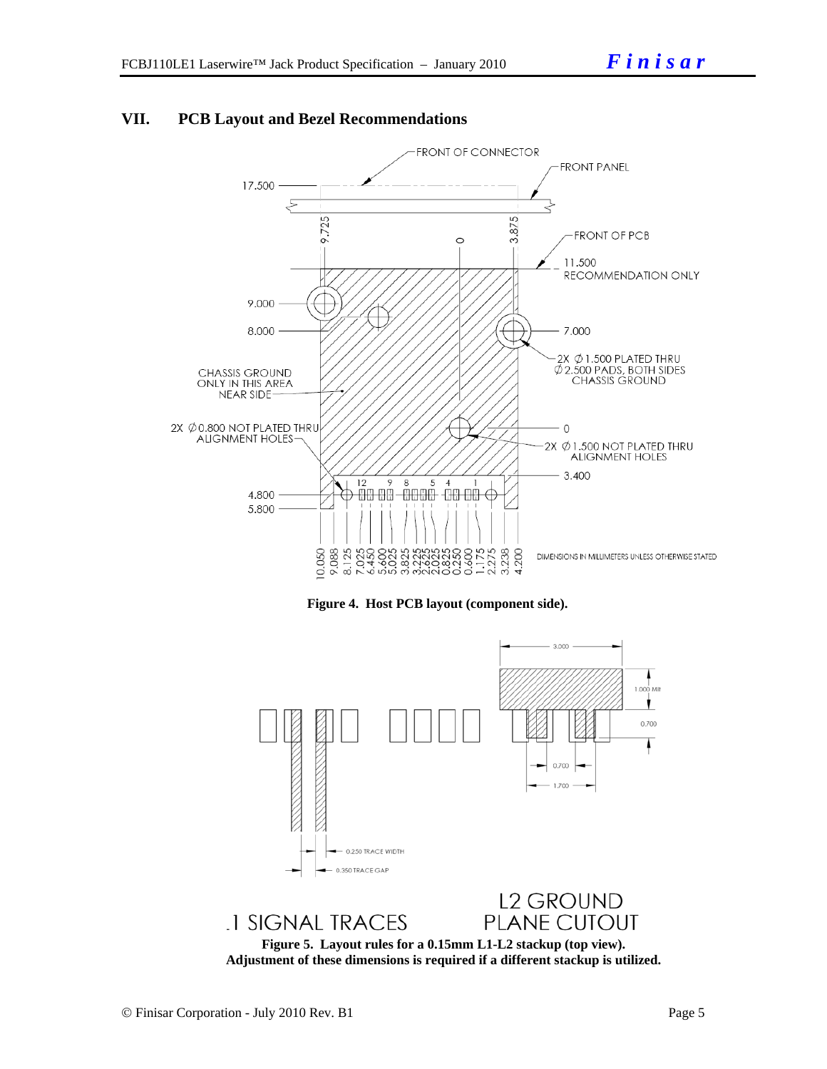## VII. PCB Layout and Bezel Recommendations

**Figure 4. Host PCB layout (component side).**

**Figure 5. Layout rules for a 0.15mm L1-L2 stackup (top view). Adjustment of these dimensions is required if a different stackup is utilized.**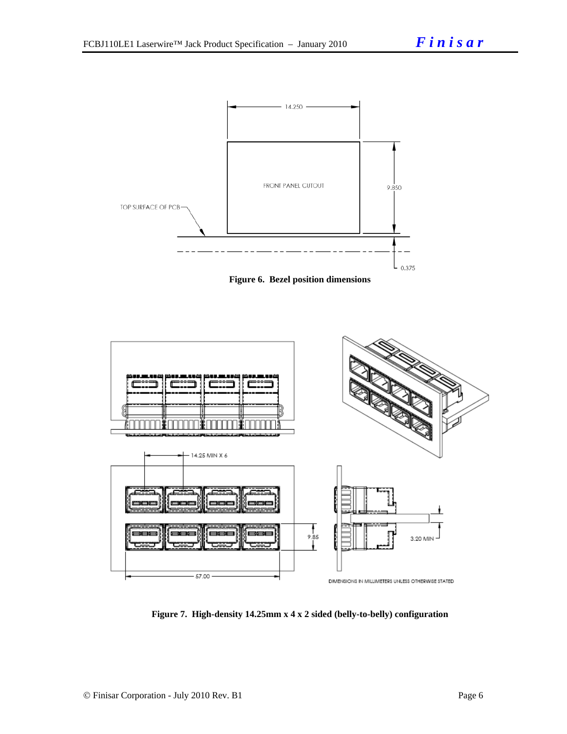14.250

FRONT PANEL CUTOUT

9.850

TOP SURFACE OF PCB

0.375

**Figure 6. Bezel position dimensions**

14.25 MIN X 6

9.85

3.20 MIN

57.00

DIMENSIONS IN MILLIMETERS UNLESS OTHERWISE STATED

**Figure 7. High-density 14.25mm x 4 x 2 sided (belly-to-belly) configuration**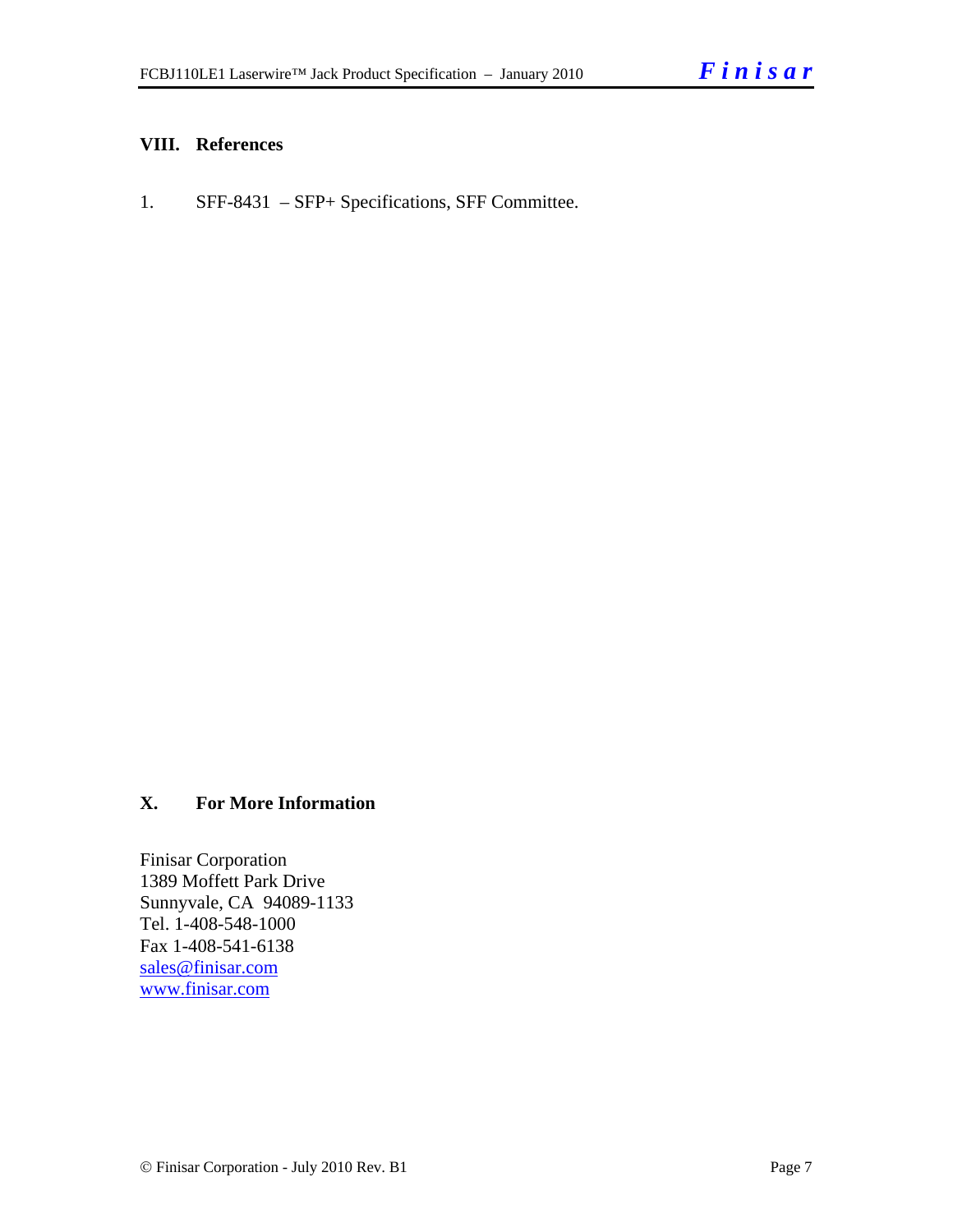## VIII. References

1. SFF-8431 – SFP+ Specifications, SFF Committee.

## X. For More Information

Finisar Corporation
1389 Moffett Park Drive
Sunnyvale, CA 94089-1133
Tel. 1-408-548-1000
Fax 1-408-541-6138
sales@finisar.com
www.finisar.com